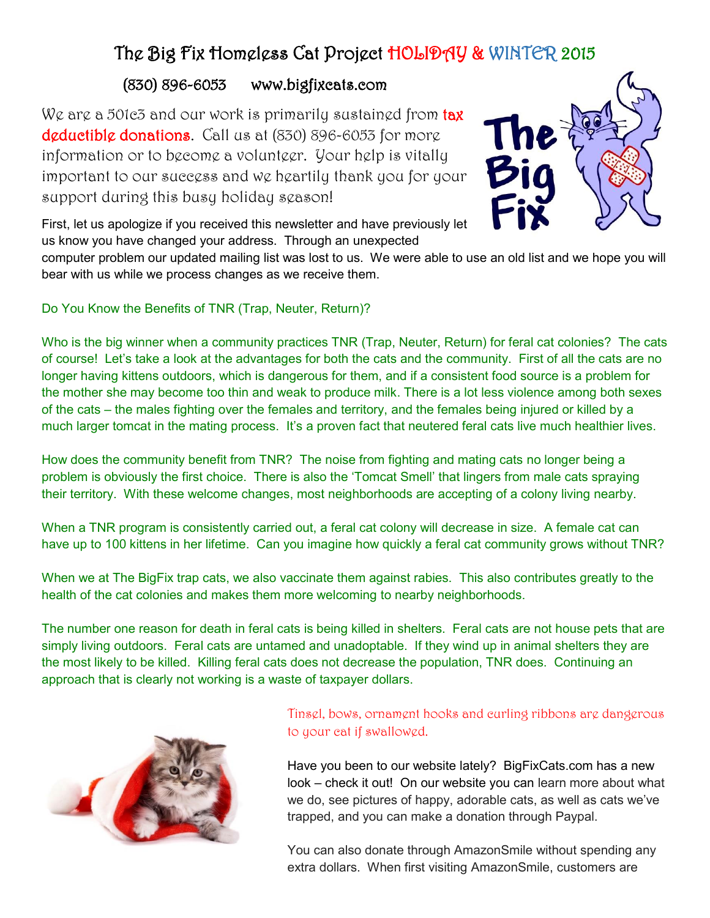# The Big Fix Homeless Cat Project HOLIDAY & WINTER 2015

(830) 896-6053 www.bigfixcats.com

We are a 501c3 and our work is primarily sustained from **tax deductible donations**. Call us at (830) 896-6053 for more information or to become a volunteer. Your help is vitally important to our success and we heartily thank you for your support during this busy holiday season!

First, let us apologize if you received this newsletter and have previously let us know you have changed your address. Through an unexpected computer problem our updated mailing list was lost to us. We were able to use an old list and we hope you will bear with us while we process changes as we receive them.

## Do You Know the Benefits of TNR (Trap, Neuter, Return)?

Who is the big winner when a community practices TNR (Trap, Neuter, Return) for feral cat colonies? The cats of course! Let's take a look at the advantages for both the cats and the community. First of all the cats are no longer having kittens outdoors, which is dangerous for them, and if a consistent food source is a problem for the mother she may become too thin and weak to produce milk. There is a lot less violence among both sexes of the cats – the males fighting over the females and territory, and the females being injured or killed by a much larger tomcat in the mating process. It's a proven fact that neutered feral cats live much healthier lives.

How does the community benefit from TNR? The noise from fighting and mating cats no longer being a problem is obviously the first choice. There is also the 'Tomcat Smell' that lingers from male cats spraying their territory. With these welcome changes, most neighborhoods are accepting of a colony living nearby.

When a TNR program is consistently carried out, a feral cat colony will decrease in size. A female cat can have up to 100 kittens in her lifetime. Can you imagine how quickly a feral cat community grows without TNR?

When we at The BigFix trap cats, we also vaccinate them against rabies. This also contributes greatly to the health of the cat colonies and makes them more welcoming to nearby neighborhoods.

The number one reason for death in feral cats is being killed in shelters. Feral cats are not house pets that are simply living outdoors. Feral cats are untamed and unadoptable. If they wind up in animal shelters they are the most likely to be killed. Killing feral cats does not decrease the population, TNR does. Continuing an approach that is clearly not working is a waste of taxpayer dollars.

Tinsel, bows, ornament hooks and curling ribbons are dangerous to your cat if swallowed.

Have you been to our website lately? BigFixCats.com has a new look – check it out! On our website you can learn more about what we do, see pictures of happy, adorable cats, as well as cats we've trapped, and you can make a donation through Paypal.

You can also donate through AmazonSmile without spending any extra dollars. When first visiting AmazonSmile, customers are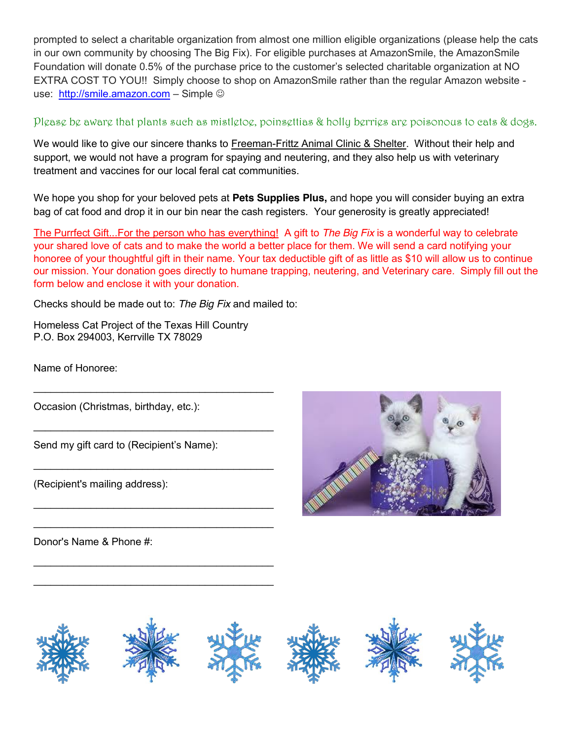prompted to select a charitable organization from almost one million eligible organizations (please help the cats in our own community by choosing The Big Fix). For eligible purchases at AmazonSmile, the AmazonSmile Foundation will donate 0.5% of the purchase price to the customer's selected charitable organization at NO EXTRA COST TO YOU!! Simply choose to shop on AmazonSmile rather than the regular Amazon website - use: http://smile.amazon.com – Simple ☺

Please be aware that plants such as mistletoe, poinsettias & holly berries are poisonous to cats & dogs.

We would like to give our sincere thanks to Freeman-Frittz Animal Clinic & Shelter. Without their help and support, we would not have a program for spaying and neutering, and they also help us with veterinary treatment and vaccines for our local feral cat communities.

We hope you shop for your beloved pets at **Pets Supplies Plus,** and hope you will consider buying an extra bag of cat food and drop it in our bin near the cash registers. Your generosity is greatly appreciated!

The Purrfect Gift...For the person who has everything! A gift to *The Big Fix* is a wonderful way to celebrate your shared love of cats and to make the world a better place for them. We will send a card notifying your honoree of your thoughtful gift in their name. Your tax deductible gift of as little as $10 will allow us to continue our mission. Your donation goes directly to humane trapping, neutering, and Veterinary care. Simply fill out the form below and enclose it with your donation.

Checks should be made out to: *The Big Fix* and mailed to:

Homeless Cat Project of the Texas Hill Country
P.O. Box 294003, Kerrville TX 78029

Name of Honoree:

_______________________________________

Occasion (Christmas, birthday, etc.):

_______________________________________

Send my gift card to (Recipient's Name):

_______________________________________

(Recipient's mailing address):

_______________________________________

_______________________________________

Donor's Name & Phone #:

_______________________________________

_______________________________________